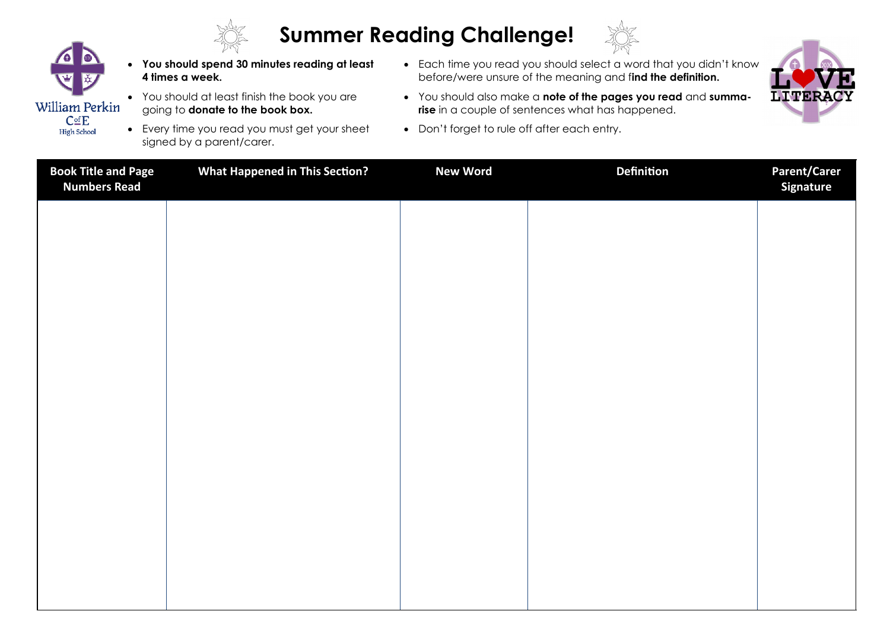# Summer Reading Challenge!

William Perkin C of E High School

- **You should spend 30 minutes reading at least 4 times a week.**
- You should at least finish the book you are going to **donate to the book box.**
- Every time you read you must get your sheet signed by a parent/carer.
- Each time you read you should select a word that you didn't know before/were unsure of the meaning and f**ind the definition.**
- You should also make a **note of the pages you read** and **summarise** in a couple of sentences what has happened.
- Don't forget to rule off after each entry.

LOVE LITERACY

| Book Title and Page Numbers Read | What Happened in This Section? | New Word | Definition | Parent/Carer Signature |
|---|---|---|---|---|
| | | | | |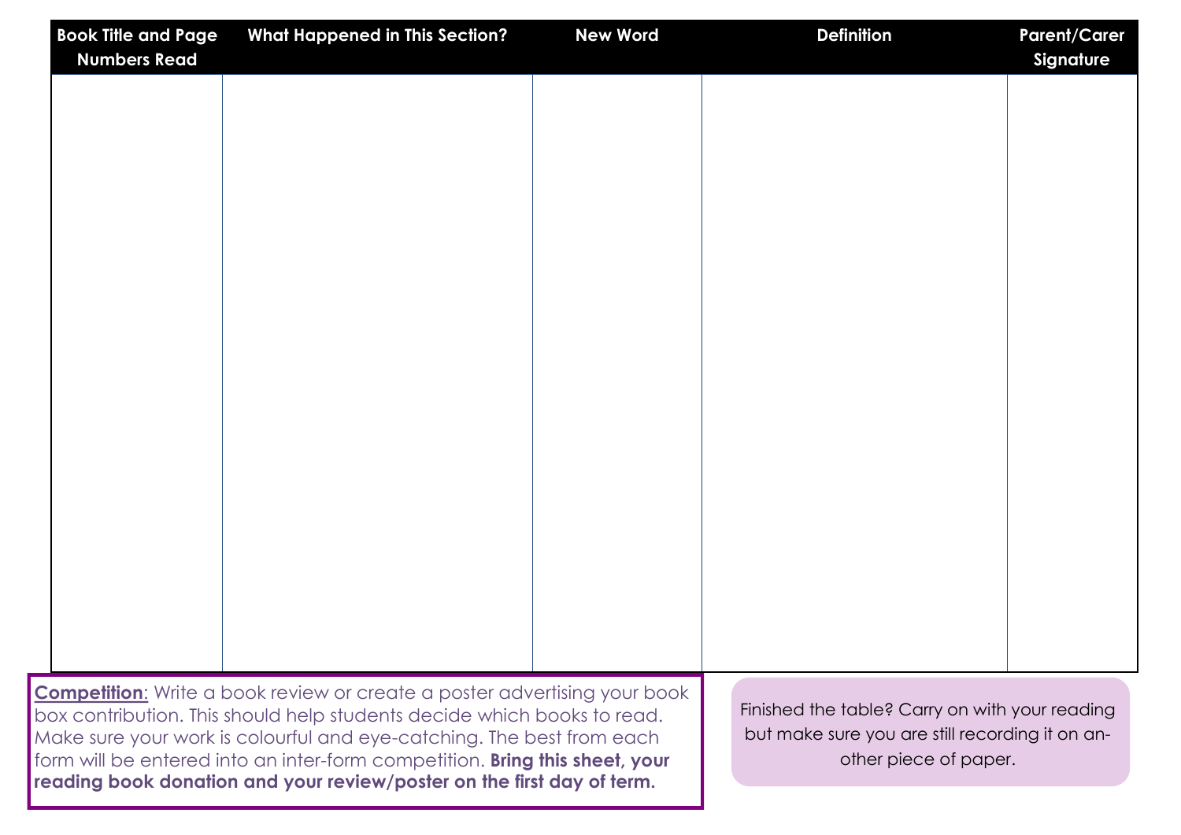| Book Title and Page Numbers Read | What Happened in This Section? | New Word | Definition | Parent/Carer Signature |
| --- | --- | --- | --- | --- |
| | | | | |

**Competition**: Write a book review or create a poster advertising your book box contribution. This should help students decide which books to read. Make sure your work is colourful and eye-catching. The best from each form will be entered into an inter-form competition. **Bring this sheet, your reading book donation and your review/poster on the first day of term.**

Finished the table? Carry on with your reading but make sure you are still recording it on another piece of paper.